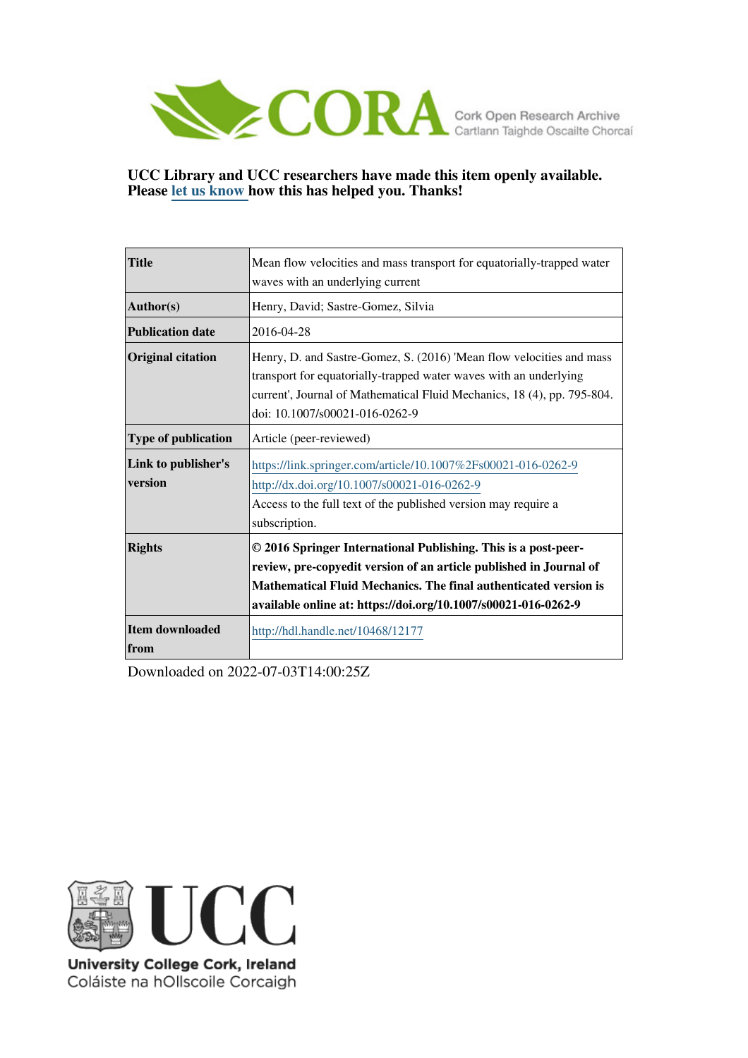CORA Cork Open Research Archive
Cartlann Taighde Oscailte Chorcaí

**UCC Library and UCC researchers have made this item openly available. Please let us know how this has helped you. Thanks!**

| | |
|---|---|
| **Title** | Mean flow velocities and mass transport for equatorially-trapped water waves with an underlying current |
| **Author(s)** | Henry, David; Sastre-Gomez, Silvia |
| **Publication date** | 2016-04-28 |
| **Original citation** | Henry, D. and Sastre-Gomez, S. (2016) 'Mean flow velocities and mass transport for equatorially-trapped water waves with an underlying current', Journal of Mathematical Fluid Mechanics, 18 (4), pp. 795-804. doi: 10.1007/s00021-016-0262-9 |
| **Type of publication** | Article (peer-reviewed) |
| **Link to publisher's version** | https://link.springer.com/article/10.1007%2Fs00021-016-0262-9 http://dx.doi.org/10.1007/s00021-016-0262-9 Access to the full text of the published version may require a subscription. |
| **Rights** | **© 2016 Springer International Publishing. This is a post-peer-review, pre-copyedit version of an article published in Journal of Mathematical Fluid Mechanics. The final authenticated version is available online at: https://doi.org/10.1007/s00021-016-0262-9** |
| **Item downloaded from** | http://hdl.handle.net/10468/12177 |

Downloaded on 2022-07-03T14:00:25Z

UCC
University College Cork, Ireland
Coláiste na hOllscoile Corcaigh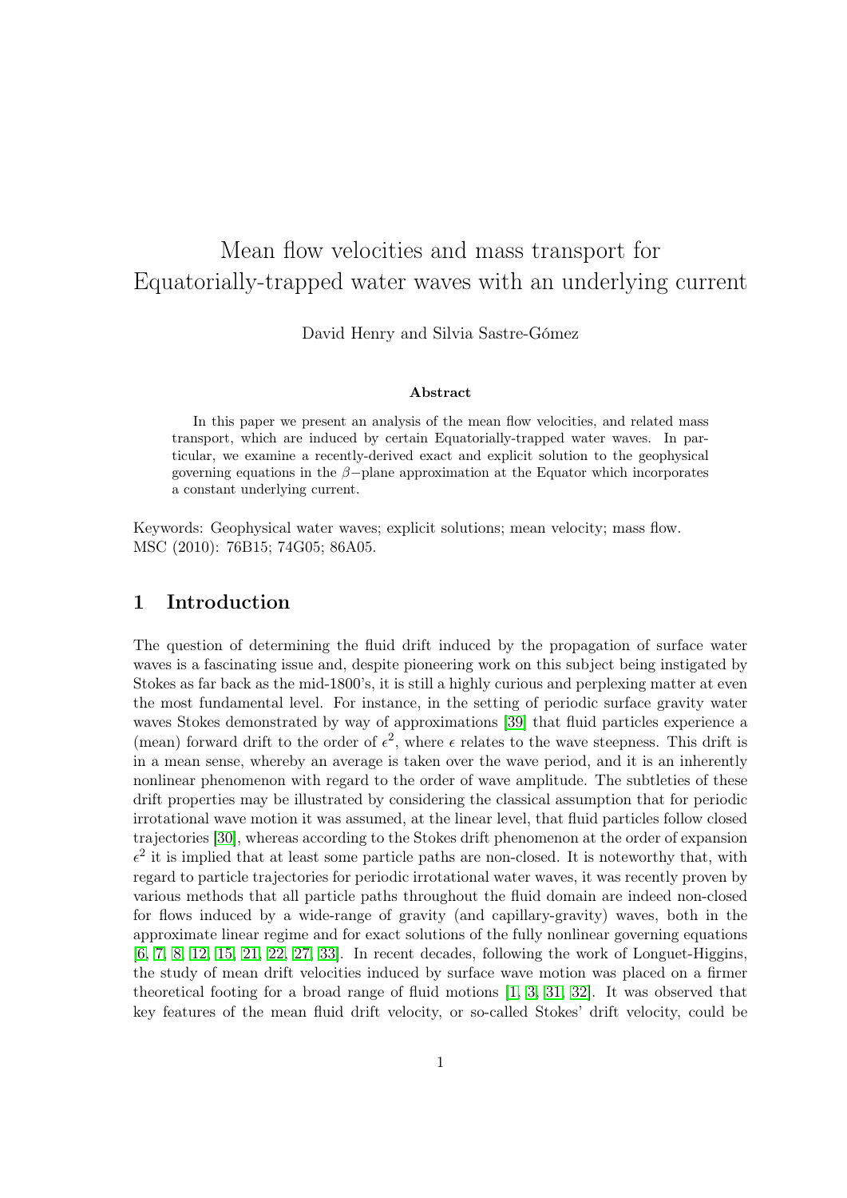# Mean flow velocities and mass transport for Equatorially-trapped water waves with an underlying current

David Henry and Silvia Sastre-Gómez

### Abstract

In this paper we present an analysis of the mean flow velocities, and related mass transport, which are induced by certain Equatorially-trapped water waves. In particular, we examine a recently-derived exact and explicit solution to the geophysical governing equations in the $\beta-$plane approximation at the Equator which incorporates a constant underlying current.

Keywords: Geophysical water waves; explicit solutions; mean velocity; mass flow.
MSC (2010): 76B15; 74G05; 86A05.

## 1 Introduction

The question of determining the fluid drift induced by the propagation of surface water waves is a fascinating issue and, despite pioneering work on this subject being instigated by Stokes as far back as the mid-1800's, it is still a highly curious and perplexing matter at even the most fundamental level. For instance, in the setting of periodic surface gravity water waves Stokes demonstrated by way of approximations [39] that fluid particles experience a (mean) forward drift to the order of $\epsilon^2$, where $\epsilon$ relates to the wave steepness. This drift is in a mean sense, whereby an average is taken over the wave period, and it is an inherently nonlinear phenomenon with regard to the order of wave amplitude. The subtleties of these drift properties may be illustrated by considering the classical assumption that for periodic irrotational wave motion it was assumed, at the linear level, that fluid particles follow closed trajectories [30], whereas according to the Stokes drift phenomenon at the order of expansion $\epsilon^2$ it is implied that at least some particle paths are non-closed. It is noteworthy that, with regard to particle trajectories for periodic irrotational water waves, it was recently proven by various methods that all particle paths throughout the fluid domain are indeed non-closed for flows induced by a wide-range of gravity (and capillary-gravity) waves, both in the approximate linear regime and for exact solutions of the fully nonlinear governing equations [6, 7, 8, 12, 15, 21, 22, 27, 33]. In recent decades, following the work of Longuet-Higgins, the study of mean drift velocities induced by surface wave motion was placed on a firmer theoretical footing for a broad range of fluid motions [1, 3, 31, 32]. It was observed that key features of the mean fluid drift velocity, or so-called Stokes' drift velocity, could be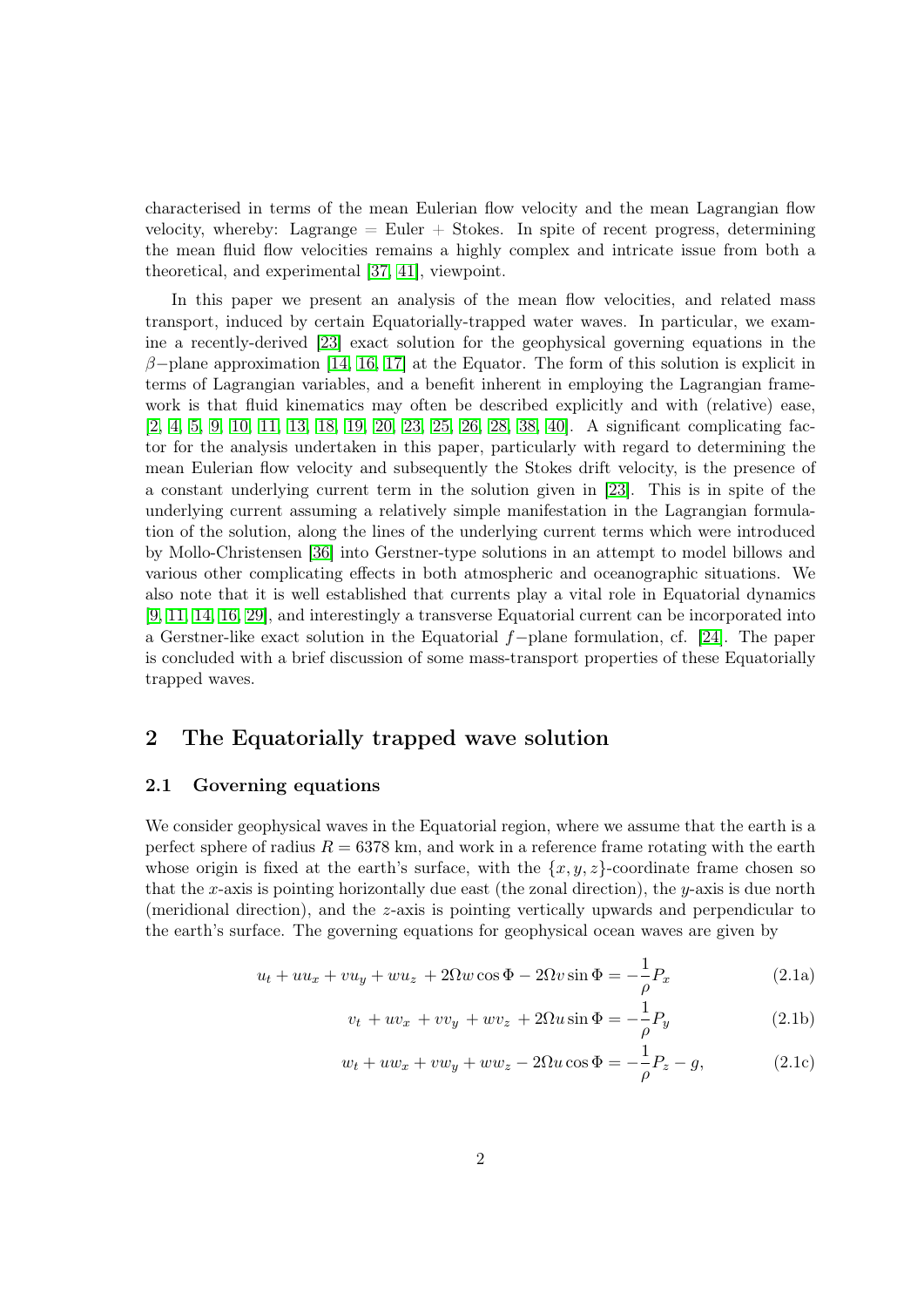characterised in terms of the mean Eulerian flow velocity and the mean Lagrangian flow velocity, whereby: Lagrange = Euler + Stokes. In spite of recent progress, determining the mean fluid flow velocities remains a highly complex and intricate issue from both a theoretical, and experimental [37, 41], viewpoint.

In this paper we present an analysis of the mean flow velocities, and related mass transport, induced by certain Equatorially-trapped water waves. In particular, we examine a recently-derived [23] exact solution for the geophysical governing equations in the $\beta-$plane approximation [14, 16, 17] at the Equator. The form of this solution is explicit in terms of Lagrangian variables, and a benefit inherent in employing the Lagrangian framework is that fluid kinematics may often be described explicitly and with (relative) ease, [2, 4, 5, 9, 10, 11, 13, 18, 19, 20, 23, 25, 26, 28, 38, 40]. A significant complicating factor for the analysis undertaken in this paper, particularly with regard to determining the mean Eulerian flow velocity and subsequently the Stokes drift velocity, is the presence of a constant underlying current term in the solution given in [23]. This is in spite of the underlying current assuming a relatively simple manifestation in the Lagrangian formulation of the solution, along the lines of the underlying current terms which were introduced by Mollo-Christensen [36] into Gerstner-type solutions in an attempt to model billows and various other complicating effects in both atmospheric and oceanographic situations. We also note that it is well established that currents play a vital role in Equatorial dynamics [9, 11, 14, 16, 29], and interestingly a transverse Equatorial current can be incorporated into a Gerstner-like exact solution in the Equatorial $f-$plane formulation, cf. [24]. The paper is concluded with a brief discussion of some mass-transport properties of these Equatorially trapped waves.

## 2 The Equatorially trapped wave solution

### 2.1 Governing equations

We consider geophysical waves in the Equatorial region, where we assume that the earth is a perfect sphere of radius $R = 6378$ km, and work in a reference frame rotating with the earth whose origin is fixed at the earth's surface, with the $\{x, y, z\}$-coordinate frame chosen so that the $x$-axis is pointing horizontally due east (the zonal direction), the $y$-axis is due north (meridional direction), and the $z$-axis is pointing vertically upwards and perpendicular to the earth's surface. The governing equations for geophysical ocean waves are given by

$$u_t + uu_x + vu_y + wu_z + 2\Omega w \cos\Phi - 2\Omega v \sin\Phi = -\frac{1}{\rho}P_x \tag{2.1a}$$

$$v_t + uv_x + vv_y + wv_z + 2\Omega u \sin\Phi = -\frac{1}{\rho}P_y \tag{2.1b}$$

$$w_t + uw_x + vw_y + ww_z - 2\Omega u \cos\Phi = -\frac{1}{\rho}P_z - g, \tag{2.1c}$$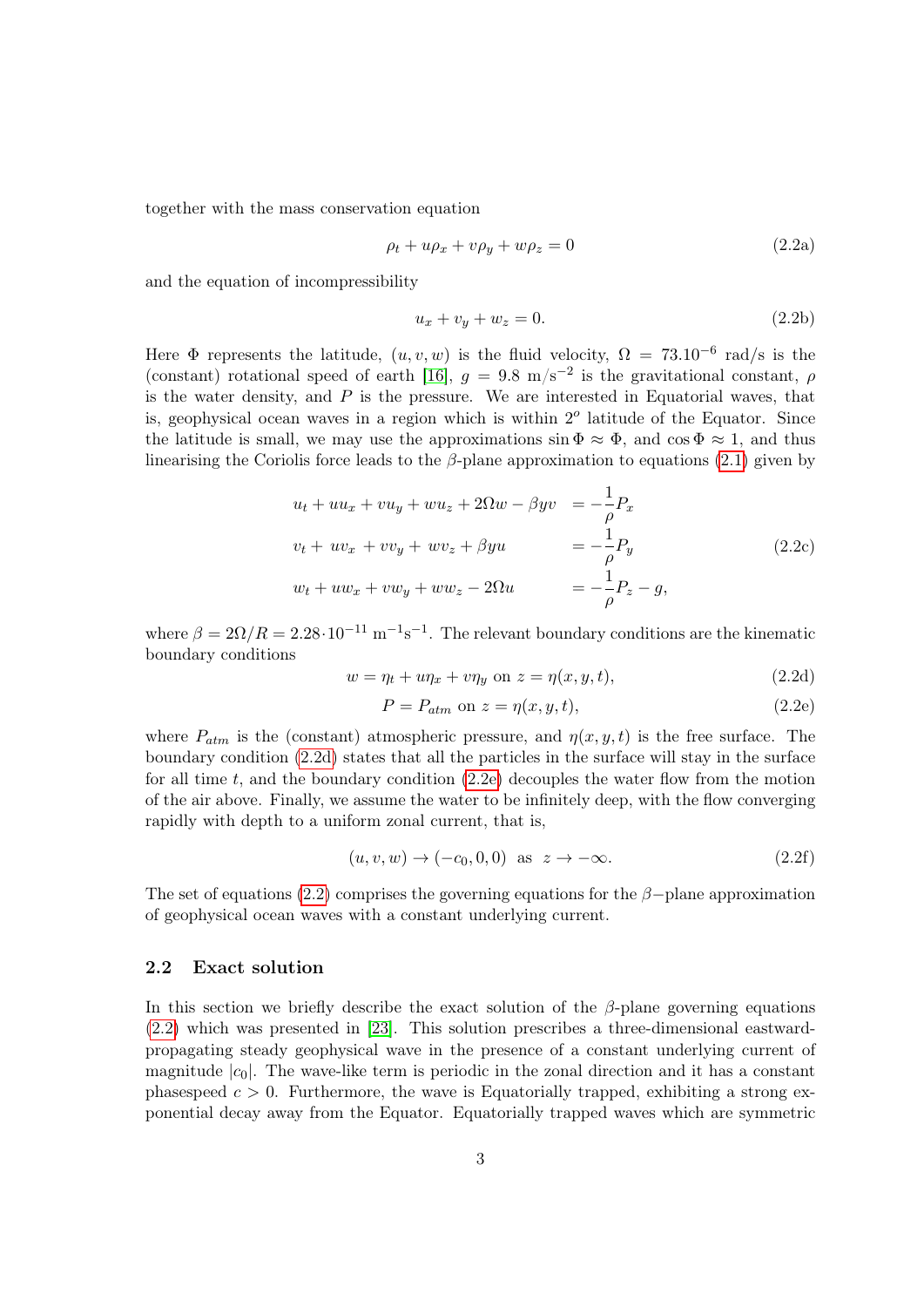together with the mass conservation equation

$$\rho_t + u\rho_x + v\rho_y + w\rho_z = 0 \tag{2.2a}$$

and the equation of incompressibility

$$u_x + v_y + w_z = 0. \tag{2.2b}$$

Here $\Phi$ represents the latitude, $(u, v, w)$ is the fluid velocity, $\Omega = 73.10^{-6}$ rad/s is the (constant) rotational speed of earth [16], $g = 9.8$ m/s$^{-2}$ is the gravitational constant, $\rho$ is the water density, and $P$ is the pressure. We are interested in Equatorial waves, that is, geophysical ocean waves in a region which is within $2^o$ latitude of the Equator. Since the latitude is small, we may use the approximations $\sin\Phi \approx \Phi$, and $\cos\Phi \approx 1$, and thus linearising the Coriolis force leads to the $\beta$-plane approximation to equations (2.1) given by

$$\begin{aligned}
u_t + uu_x + vu_y + wu_z + 2\Omega w - \beta yv &= -\frac{1}{\rho}P_x \\
v_t + uv_x + vv_y + wv_z + \beta yu &= -\frac{1}{\rho}P_y \\
w_t + uw_x + vw_y + ww_z - 2\Omega u &= -\frac{1}{\rho}P_z - g,
\end{aligned} \tag{2.2c}$$

where $\beta = 2\Omega/R = 2.28 \cdot 10^{-11}$ m$^{-1}$s$^{-1}$. The relevant boundary conditions are the kinematic boundary conditions

$$w = \eta_t + u\eta_x + v\eta_y \text{ on } z = \eta(x, y, t), \tag{2.2d}$$

$$P = P_{atm} \text{ on } z = \eta(x, y, t), \tag{2.2e}$$

where $P_{atm}$ is the (constant) atmospheric pressure, and $\eta(x, y, t)$ is the free surface. The boundary condition (2.2d) states that all the particles in the surface will stay in the surface for all time $t$, and the boundary condition (2.2e) decouples the water flow from the motion of the air above. Finally, we assume the water to be infinitely deep, with the flow converging rapidly with depth to a uniform zonal current, that is,

$$(u, v, w) \to (-c_0, 0, 0) \text{ as } z \to -\infty. \tag{2.2f}$$

The set of equations (2.2) comprises the governing equations for the $\beta$-plane approximation of geophysical ocean waves with a constant underlying current.

### 2.2 Exact solution

In this section we briefly describe the exact solution of the $\beta$-plane governing equations (2.2) which was presented in [23]. This solution prescribes a three-dimensional eastward-propagating steady geophysical wave in the presence of a constant underlying current of magnitude $|c_0|$. The wave-like term is periodic in the zonal direction and it has a constant phasespeed $c > 0$. Furthermore, the wave is Equatorially trapped, exhibiting a strong exponential decay away from the Equator. Equatorially trapped waves which are symmetric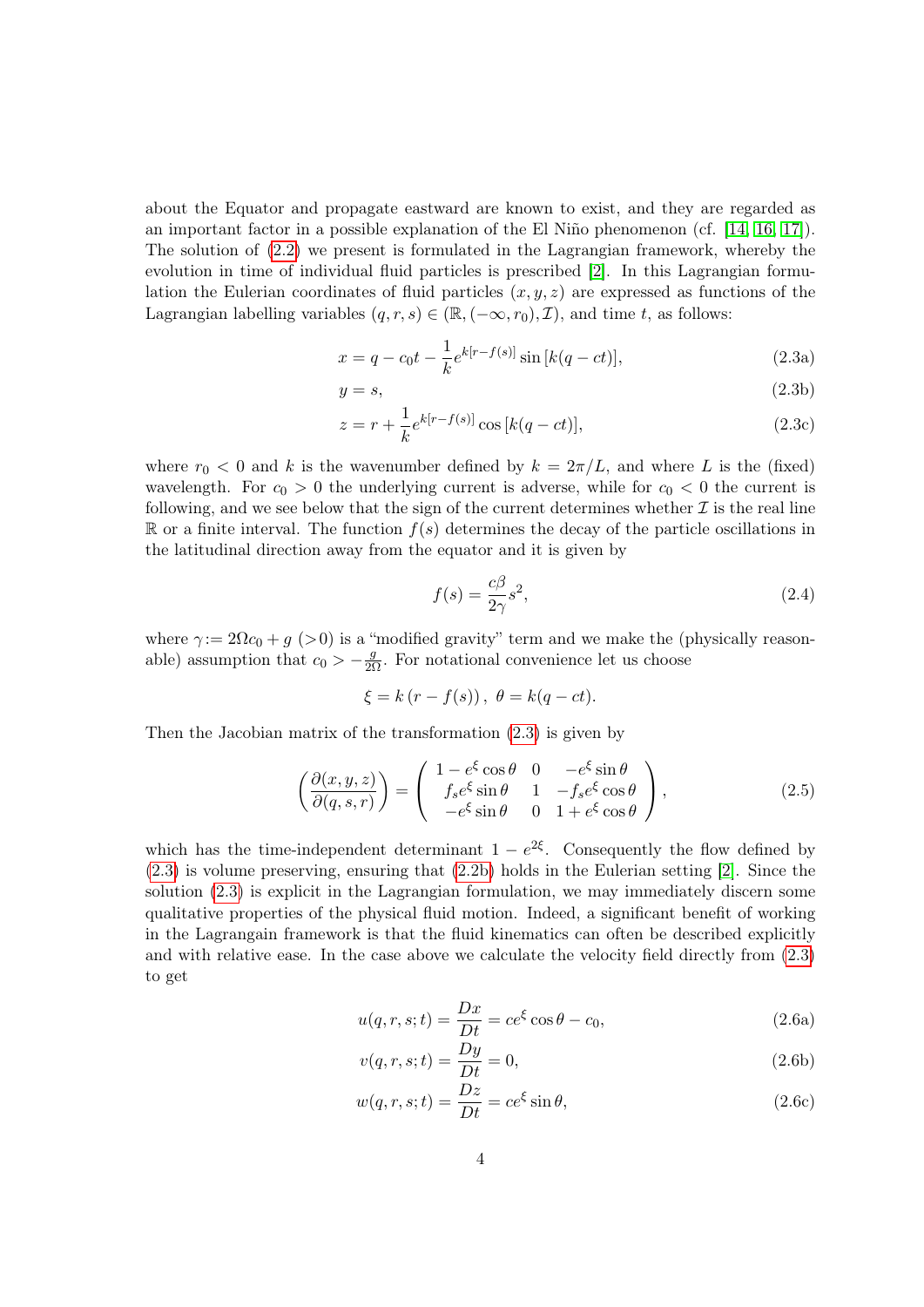about the Equator and propagate eastward are known to exist, and they are regarded as an important factor in a possible explanation of the El Niño phenomenon (cf. [14, 16, 17]). The solution of (2.2) we present is formulated in the Lagrangian framework, whereby the evolution in time of individual fluid particles is prescribed [2]. In this Lagrangian formulation the Eulerian coordinates of fluid particles $(x, y, z)$ are expressed as functions of the Lagrangian labelling variables $(q, r, s) \in (\mathbb{R}, (-\infty, r_0), \mathcal{I})$, and time $t$, as follows:

$$x = q - c_0 t - \frac{1}{k} e^{k[r - f(s)]} \sin\left[k(q - ct)\right], \tag{2.3a}$$

$$y = s, \tag{2.3b}$$

$$z = r + \frac{1}{k} e^{k[r - f(s)]} \cos\left[k(q - ct)\right], \tag{2.3c}$$

where $r_0 < 0$ and $k$ is the wavenumber defined by $k = 2\pi/L$, and where $L$ is the (fixed) wavelength. For $c_0 > 0$ the underlying current is adverse, while for $c_0 < 0$ the current is following, and we see below that the sign of the current determines whether $\mathcal{I}$ is the real line $\mathbb{R}$ or a finite interval. The function $f(s)$ determines the decay of the particle oscillations in the latitudinal direction away from the equator and it is given by

$$f(s) = \frac{c\beta}{2\gamma} s^2, \tag{2.4}$$

where $\gamma := 2\Omega c_0 + g$ $(>0)$ is a "modified gravity" term and we make the (physically reasonable) assumption that $c_0 > -\frac{g}{2\Omega}$. For notational convenience let us choose

$$\xi = k\left(r - f(s)\right), \ \theta = k(q - ct).$$

Then the Jacobian matrix of the transformation (2.3) is given by

$$\left(\frac{\partial(x, y, z)}{\partial(q, s, r)}\right) = \begin{pmatrix} 1 - e^{\xi}\cos\theta & 0 & -e^{\xi}\sin\theta \\ f_s e^{\xi}\sin\theta & 1 & -f_s e^{\xi}\cos\theta \\ -e^{\xi}\sin\theta & 0 & 1 + e^{\xi}\cos\theta \end{pmatrix}, \tag{2.5}$$

which has the time-independent determinant $1 - e^{2\xi}$. Consequently the flow defined by (2.3) is volume preserving, ensuring that (2.2b) holds in the Eulerian setting [2]. Since the solution (2.3) is explicit in the Lagrangian formulation, we may immediately discern some qualitative properties of the physical fluid motion. Indeed, a significant benefit of working in the Lagrangain framework is that the fluid kinematics can often be described explicitly and with relative ease. In the case above we calculate the velocity field directly from (2.3) to get

$$u(q, r, s; t) = \frac{Dx}{Dt} = c e^{\xi}\cos\theta - c_0, \tag{2.6a}$$

$$v(q, r, s; t) = \frac{Dy}{Dt} = 0, \tag{2.6b}$$

$$w(q, r, s; t) = \frac{Dz}{Dt} = c e^{\xi}\sin\theta, \tag{2.6c}$$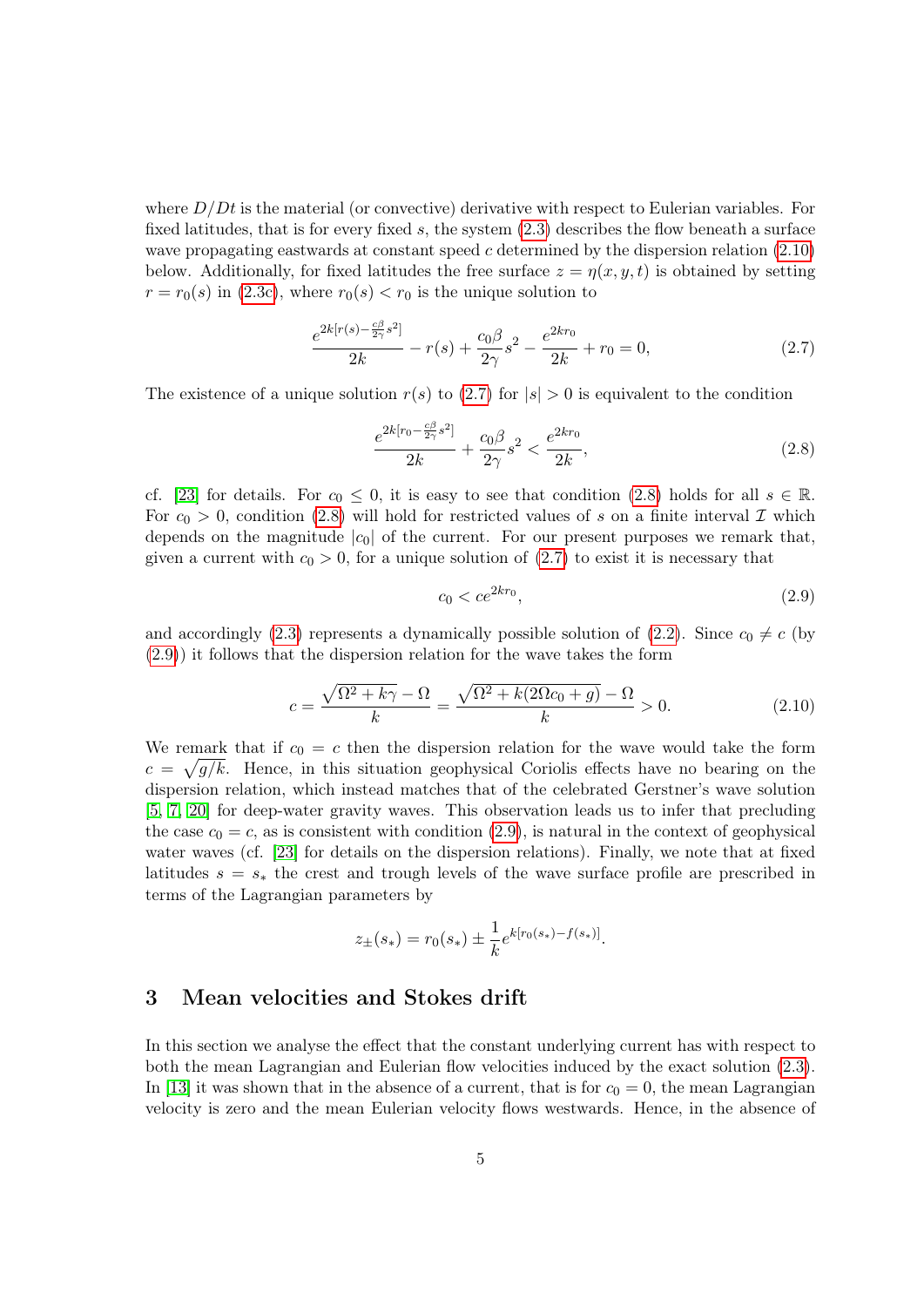where $D/Dt$ is the material (or convective) derivative with respect to Eulerian variables. For fixed latitudes, that is for every fixed $s$, the system (2.3) describes the flow beneath a surface wave propagating eastwards at constant speed $c$ determined by the dispersion relation (2.10) below. Additionally, for fixed latitudes the free surface $z = \eta(x, y, t)$ is obtained by setting $r = r_0(s)$ in (2.3c), where $r_0(s) < r_0$ is the unique solution to

$$\frac{e^{2k[r(s)-\frac{c\beta}{2\gamma}s^2]}}{2k} - r(s) + \frac{c_0\beta}{2\gamma}s^2 - \frac{e^{2kr_0}}{2k} + r_0 = 0, \tag{2.7}$$

The existence of a unique solution $r(s)$ to (2.7) for $|s| > 0$ is equivalent to the condition

$$\frac{e^{2k[r_0-\frac{c\beta}{2\gamma}s^2]}}{2k} + \frac{c_0\beta}{2\gamma}s^2 < \frac{e^{2kr_0}}{2k}, \tag{2.8}$$

cf. [23] for details. For $c_0 \leq 0$, it is easy to see that condition (2.8) holds for all $s \in \mathbb{R}$. For $c_0 > 0$, condition (2.8) will hold for restricted values of $s$ on a finite interval $\mathcal{I}$ which depends on the magnitude $|c_0|$ of the current. For our present purposes we remark that, given a current with $c_0 > 0$, for a unique solution of (2.7) to exist it is necessary that

$$c_0 < ce^{2kr_0}, \tag{2.9}$$

and accordingly (2.3) represents a dynamically possible solution of (2.2). Since $c_0 \neq c$ (by (2.9)) it follows that the dispersion relation for the wave takes the form

$$c = \frac{\sqrt{\Omega^2 + k\gamma} - \Omega}{k} = \frac{\sqrt{\Omega^2 + k(2\Omega c_0 + g)} - \Omega}{k} > 0. \tag{2.10}$$

We remark that if $c_0 = c$ then the dispersion relation for the wave would take the form $c = \sqrt{g/k}$. Hence, in this situation geophysical Coriolis effects have no bearing on the dispersion relation, which instead matches that of the celebrated Gerstner's wave solution [5, 7, 20] for deep-water gravity waves. This observation leads us to infer that precluding the case $c_0 = c$, as is consistent with condition (2.9), is natural in the context of geophysical water waves (cf. [23] for details on the dispersion relations). Finally, we note that at fixed latitudes $s = s_*$ the crest and trough levels of the wave surface profile are prescribed in terms of the Lagrangian parameters by

$$z_\pm(s_*) = r_0(s_*) \pm \frac{1}{k}e^{k[r_0(s_*)-f(s_*)]}.$$

## 3 Mean velocities and Stokes drift

In this section we analyse the effect that the constant underlying current has with respect to both the mean Lagrangian and Eulerian flow velocities induced by the exact solution (2.3). In [13] it was shown that in the absence of a current, that is for $c_0 = 0$, the mean Lagrangian velocity is zero and the mean Eulerian velocity flows westwards. Hence, in the absence of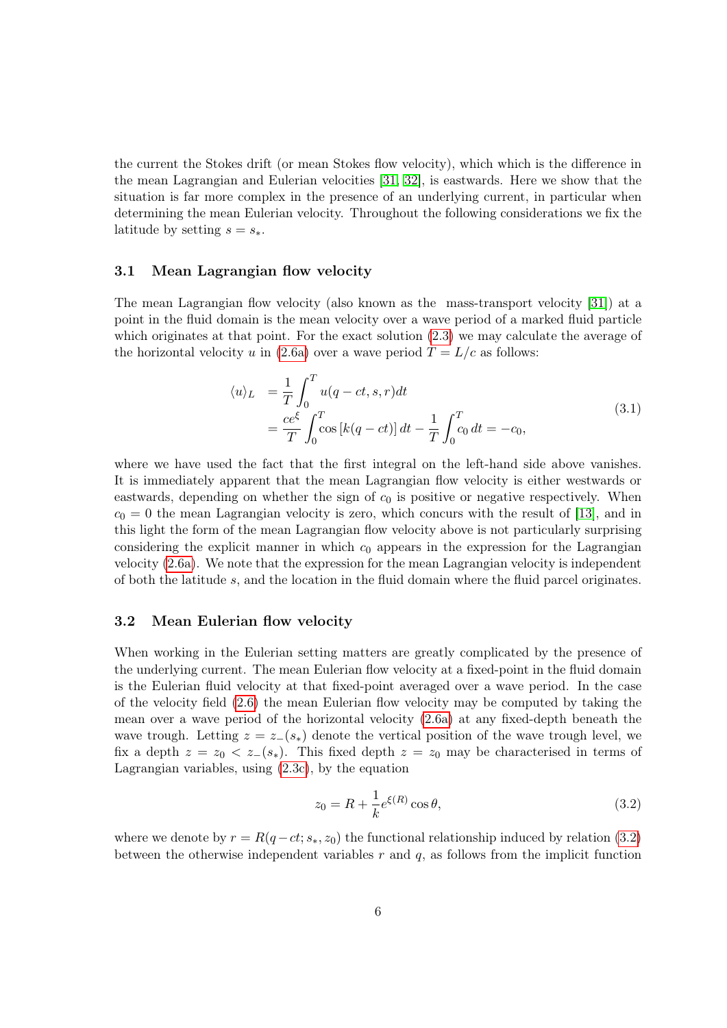the current the Stokes drift (or mean Stokes flow velocity), which which is the difference in the mean Lagrangian and Eulerian velocities [31, 32], is eastwards. Here we show that the situation is far more complex in the presence of an underlying current, in particular when determining the mean Eulerian velocity. Throughout the following considerations we fix the latitude by setting $s = s_*$.

### 3.1 Mean Lagrangian flow velocity

The mean Lagrangian flow velocity (also known as the mass-transport velocity [31]) at a point in the fluid domain is the mean velocity over a wave period of a marked fluid particle which originates at that point. For the exact solution (2.3) we may calculate the average of the horizontal velocity $u$ in (2.6a) over a wave period $T = L/c$ as follows:

$$\begin{aligned} \langle u \rangle_L &= \frac{1}{T} \int_0^T u(q - ct, s, r) dt \\ &= \frac{ce^{\xi}}{T} \int_0^T \cos\left[k(q - ct)\right] dt - \frac{1}{T} \int_0^T c_0 \, dt = -c_0, \end{aligned} \tag{3.1}$$

where we have used the fact that the first integral on the left-hand side above vanishes. It is immediately apparent that the mean Lagrangian flow velocity is either westwards or eastwards, depending on whether the sign of $c_0$ is positive or negative respectively. When $c_0 = 0$ the mean Lagrangian velocity is zero, which concurs with the result of [13], and in this light the form of the mean Lagrangian flow velocity above is not particularly surprising considering the explicit manner in which $c_0$ appears in the expression for the Lagrangian velocity (2.6a). We note that the expression for the mean Lagrangian velocity is independent of both the latitude $s$, and the location in the fluid domain where the fluid parcel originates.

### 3.2 Mean Eulerian flow velocity

When working in the Eulerian setting matters are greatly complicated by the presence of the underlying current. The mean Eulerian flow velocity at a fixed-point in the fluid domain is the Eulerian fluid velocity at that fixed-point averaged over a wave period. In the case of the velocity field (2.6) the mean Eulerian flow velocity may be computed by taking the mean over a wave period of the horizontal velocity (2.6a) at any fixed-depth beneath the wave trough. Letting $z = z_-(s_*)$ denote the vertical position of the wave trough level, we fix a depth $z = z_0 < z_-(s_*)$. This fixed depth $z = z_0$ may be characterised in terms of Lagrangian variables, using (2.3c), by the equation

$$z_0 = R + \frac{1}{k} e^{\xi(R)} \cos\theta, \tag{3.2}$$

where we denote by $r = R(q - ct; s_*, z_0)$ the functional relationship induced by relation (3.2) between the otherwise independent variables $r$ and $q$, as follows from the implicit function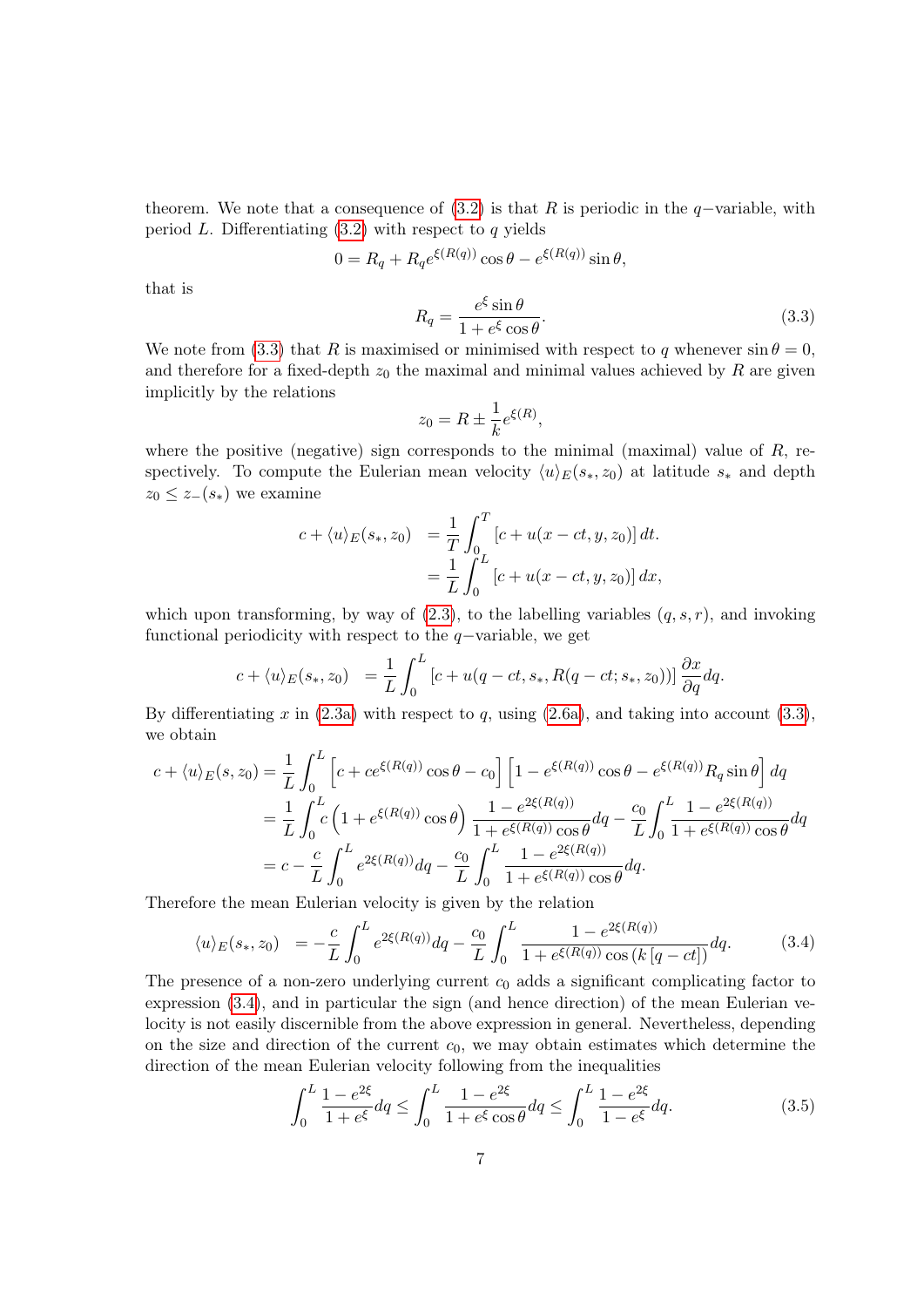theorem. We note that a consequence of (3.2) is that $R$ is periodic in the $q-$variable, with period $L$. Differentiating (3.2) with respect to $q$ yields

$$0 = R_q + R_q e^{\xi(R(q))} \cos\theta - e^{\xi(R(q))} \sin\theta,$$

that is

$$R_q = \frac{e^{\xi} \sin\theta}{1 + e^{\xi} \cos\theta}. \tag{3.3}$$

We note from (3.3) that $R$ is maximised or minimised with respect to $q$ whenever $\sin\theta = 0$, and therefore for a fixed-depth $z_0$ the maximal and minimal values achieved by $R$ are given implicitly by the relations

$$z_0 = R \pm \frac{1}{k} e^{\xi(R)},$$

where the positive (negative) sign corresponds to the minimal (maximal) value of $R$, respectively. To compute the Eulerian mean velocity $\langle u \rangle_E(s_*, z_0)$ at latitude $s_*$ and depth $z_0 \le z_-(s_*)$ we examine

$$\begin{aligned} c + \langle u \rangle_E(s_*, z_0) &= \frac{1}{T} \int_0^T \left[c + u(x - ct, y, z_0)\right] dt. \\ &= \frac{1}{L} \int_0^L \left[c + u(x - ct, y, z_0)\right] dx, \end{aligned}$$

which upon transforming, by way of (2.3), to the labelling variables $(q, s, r)$, and invoking functional periodicity with respect to the $q-$variable, we get

$$c + \langle u \rangle_E(s_*, z_0) = \frac{1}{L} \int_0^L \left[c + u(q - ct, s_*, R(q - ct; s_*, z_0))\right] \frac{\partial x}{\partial q} dq.$$

By differentiating $x$ in (2.3a) with respect to $q$, using (2.6a), and taking into account (3.3), we obtain

$$\begin{aligned} c + \langle u \rangle_E(s, z_0) &= \frac{1}{L} \int_0^L \left[c + c e^{\xi(R(q))} \cos\theta - c_0\right] \left[1 - e^{\xi(R(q))} \cos\theta - e^{\xi(R(q))} R_q \sin\theta\right] dq \\ &= \frac{1}{L} \int_0^L c \left(1 + e^{\xi(R(q))} \cos\theta\right) \frac{1 - e^{2\xi(R(q))}}{1 + e^{\xi(R(q))} \cos\theta} dq - \frac{c_0}{L} \int_0^L \frac{1 - e^{2\xi(R(q))}}{1 + e^{\xi(R(q))} \cos\theta} dq \\ &= c - \frac{c}{L} \int_0^L e^{2\xi(R(q))} dq - \frac{c_0}{L} \int_0^L \frac{1 - e^{2\xi(R(q))}}{1 + e^{\xi(R(q))} \cos\theta} dq. \end{aligned}$$

Therefore the mean Eulerian velocity is given by the relation

$$\langle u \rangle_E(s_*, z_0) = -\frac{c}{L} \int_0^L e^{2\xi(R(q))} dq - \frac{c_0}{L} \int_0^L \frac{1 - e^{2\xi(R(q))}}{1 + e^{\xi(R(q))} \cos\left(k\left[q - ct\right]\right)} dq. \tag{3.4}$$

The presence of a non-zero underlying current $c_0$ adds a significant complicating factor to expression (3.4), and in particular the sign (and hence direction) of the mean Eulerian velocity is not easily discernible from the above expression in general. Nevertheless, depending on the size and direction of the current $c_0$, we may obtain estimates which determine the direction of the mean Eulerian velocity following from the inequalities

$$\int_0^L \frac{1 - e^{2\xi}}{1 + e^{\xi}} dq \le \int_0^L \frac{1 - e^{2\xi}}{1 + e^{\xi} \cos\theta} dq \le \int_0^L \frac{1 - e^{2\xi}}{1 - e^{\xi}} dq. \tag{3.5}$$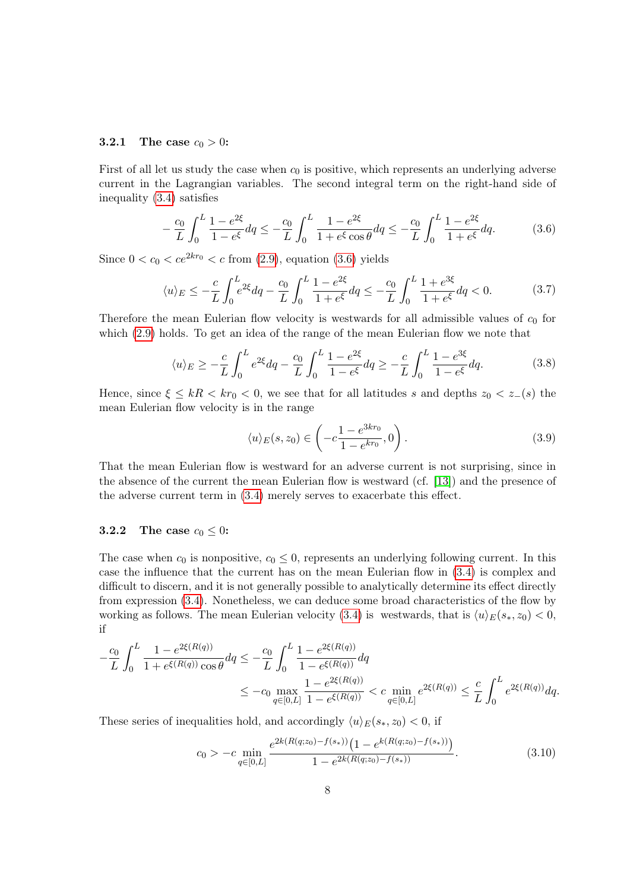#### 3.2.1 The case $c_0 > 0$:

First of all let us study the case when $c_0$ is positive, which represents an underlying adverse current in the Lagrangian variables. The second integral term on the right-hand side of inequality (3.4) satisfies

$$
-\frac{c_0}{L}\int_0^L \frac{1-e^{2\xi}}{1-e^{\xi}}dq \leq -\frac{c_0}{L}\int_0^L \frac{1-e^{2\xi}}{1+e^{\xi}\cos\theta}dq \leq -\frac{c_0}{L}\int_0^L \frac{1-e^{2\xi}}{1+e^{\xi}}dq. \tag{3.6}
$$

Since $0 < c_0 < ce^{2kr_0} < c$ from (2.9), equation (3.6) yields

$$
\langle u\rangle_E \leq -\frac{c}{L}\int_0^L e^{2\xi}dq - \frac{c_0}{L}\int_0^L \frac{1-e^{2\xi}}{1+e^{\xi}}dq \leq -\frac{c_0}{L}\int_0^L \frac{1+e^{3\xi}}{1+e^{\xi}}dq < 0. \tag{3.7}
$$

Therefore the mean Eulerian flow velocity is westwards for all admissible values of $c_0$ for which (2.9) holds. To get an idea of the range of the mean Eulerian flow we note that

$$
\langle u\rangle_E \geq -\frac{c}{L}\int_0^L e^{2\xi}dq - \frac{c_0}{L}\int_0^L \frac{1-e^{2\xi}}{1-e^{\xi}}dq \geq -\frac{c}{L}\int_0^L \frac{1-e^{3\xi}}{1-e^{\xi}}dq. \tag{3.8}
$$

Hence, since $\xi \leq kR < kr_0 < 0$, we see that for all latitudes $s$ and depths $z_0 < z_-(s)$ the mean Eulerian flow velocity is in the range

$$
\langle u\rangle_E(s,z_0) \in \left(-c\frac{1-e^{3kr_0}}{1-e^{kr_0}}, 0\right). \tag{3.9}
$$

That the mean Eulerian flow is westward for an adverse current is not surprising, since in the absence of the current the mean Eulerian flow is westward (cf. [13]) and the presence of the adverse current term in (3.4) merely serves to exacerbate this effect.

#### 3.2.2 The case $c_0 \leq 0$:

The case when $c_0$ is nonpositive, $c_0 \leq 0$, represents an underlying following current. In this case the influence that the current has on the mean Eulerian flow in (3.4) is complex and difficult to discern, and it is not generally possible to analytically determine its effect directly from expression (3.4). Nonetheless, we can deduce some broad characteristics of the flow by working as follows. The mean Eulerian velocity (3.4) is westwards, that is $\langle u\rangle_E(s_*, z_0) < 0$, if

$$
\begin{aligned}
-\frac{c_0}{L}\int_0^L \frac{1-e^{2\xi(R(q))}}{1+e^{\xi(R(q))}\cos\theta}dq &\leq -\frac{c_0}{L}\int_0^L \frac{1-e^{2\xi(R(q))}}{1-e^{\xi(R(q))}}dq \\
&\leq -c_0 \max_{q\in[0,L]} \frac{1-e^{2\xi(R(q))}}{1-e^{\xi(R(q))}} < c \min_{q\in[0,L]} e^{2\xi(R(q))} \leq \frac{c}{L}\int_0^L e^{2\xi(R(q))}dq.
\end{aligned}
$$

These series of inequalities hold, and accordingly $\langle u\rangle_E(s_*, z_0) < 0$, if

$$
c_0 > -c \min_{q\in[0,L]} \frac{e^{2k(R(q;z_0)-f(s_*))}\left(1-e^{k(R(q;z_0)-f(s_*))}\right)}{1-e^{2k(R(q;z_0)-f(s_*))}}. \tag{3.10}
$$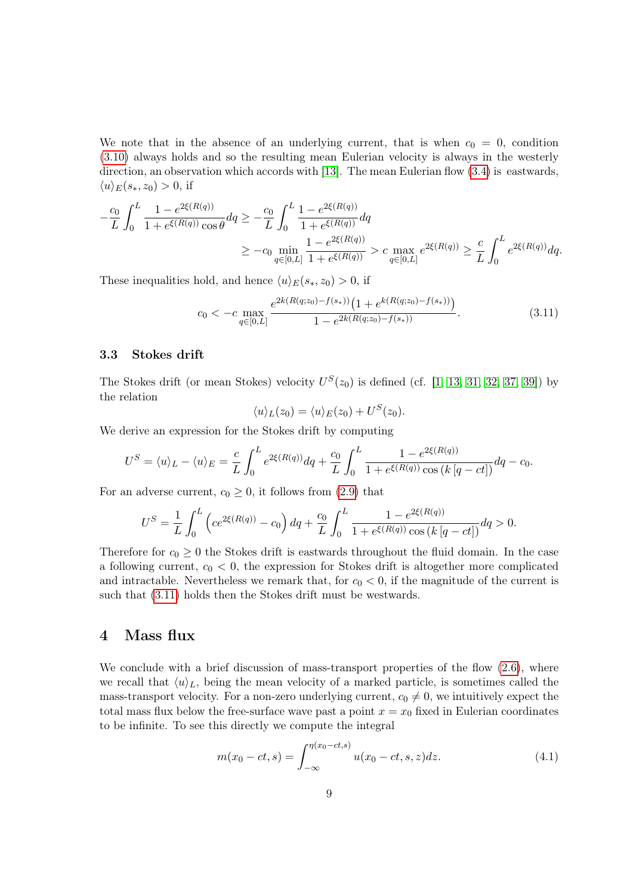We note that in the absence of an underlying current, that is when $c_0 = 0$, condition (3.10) always holds and so the resulting mean Eulerian velocity is always in the westerly direction, an observation which accords with [13]. The mean Eulerian flow (3.4) is eastwards, $\langle u \rangle_E(s_*, z_0) > 0$, if

$$
\begin{aligned}
-\frac{c_0}{L}\int_0^L \frac{1-e^{2\xi(R(q))}}{1+e^{\xi(R(q))}\cos\theta}dq &\geq -\frac{c_0}{L}\int_0^L \frac{1-e^{2\xi(R(q))}}{1+e^{\xi(R(q))}}dq \\
&\geq -c_0 \min_{q\in[0,L]} \frac{1-e^{2\xi(R(q))}}{1+e^{\xi(R(q))}} > c \max_{q\in[0,L]} e^{2\xi(R(q))} \geq \frac{c}{L}\int_0^L e^{2\xi(R(q))}dq.
\end{aligned}
$$

These inequalities hold, and hence $\langle u \rangle_E(s_*, z_0) > 0$, if

$$
c_0 < -c \max_{q\in[0,L]} \frac{e^{2k(R(q;z_0)-f(s_*))}\left(1+e^{k(R(q;z_0)-f(s_*))}\right)}{1-e^{2k(R(q;z_0)-f(s_*))}}. \tag{3.11}
$$

### 3.3 Stokes drift

The Stokes drift (or mean Stokes) velocity $U^S(z_0)$ is defined (cf. [1, 13, 31, 32, 37, 39]) by the relation

$$
\langle u \rangle_L(z_0) = \langle u \rangle_E(z_0) + U^S(z_0).
$$

We derive an expression for the Stokes drift by computing

$$
U^S = \langle u \rangle_L - \langle u \rangle_E = \frac{c}{L}\int_0^L e^{2\xi(R(q))}dq + \frac{c_0}{L}\int_0^L \frac{1-e^{2\xi(R(q))}}{1+e^{\xi(R(q))}\cos\left(k\left[q-ct\right]\right)}dq - c_0.
$$

For an adverse current, $c_0 \geq 0$, it follows from (2.9) that

$$
U^S = \frac{1}{L}\int_0^L \left(ce^{2\xi(R(q))} - c_0\right)dq + \frac{c_0}{L}\int_0^L \frac{1-e^{2\xi(R(q))}}{1+e^{\xi(R(q))}\cos\left(k\left[q-ct\right]\right)}dq > 0.
$$

Therefore for $c_0 \geq 0$ the Stokes drift is eastwards throughout the fluid domain. In the case a following current, $c_0 < 0$, the expression for Stokes drift is altogether more complicated and intractable. Nevertheless we remark that, for $c_0 < 0$, if the magnitude of the current is such that (3.11) holds then the Stokes drift must be westwards.

## 4 Mass flux

We conclude with a brief discussion of mass-transport properties of the flow (2.6), where we recall that $\langle u \rangle_L$, being the mean velocity of a marked particle, is sometimes called the mass-transport velocity. For a non-zero underlying current, $c_0 \neq 0$, we intuitively expect the total mass flux below the free-surface wave past a point $x = x_0$ fixed in Eulerian coordinates to be infinite. To see this directly we compute the integral

$$
m(x_0 - ct, s) = \int_{-\infty}^{\eta(x_0-ct,s)} u(x_0 - ct, s, z)dz. \tag{4.1}
$$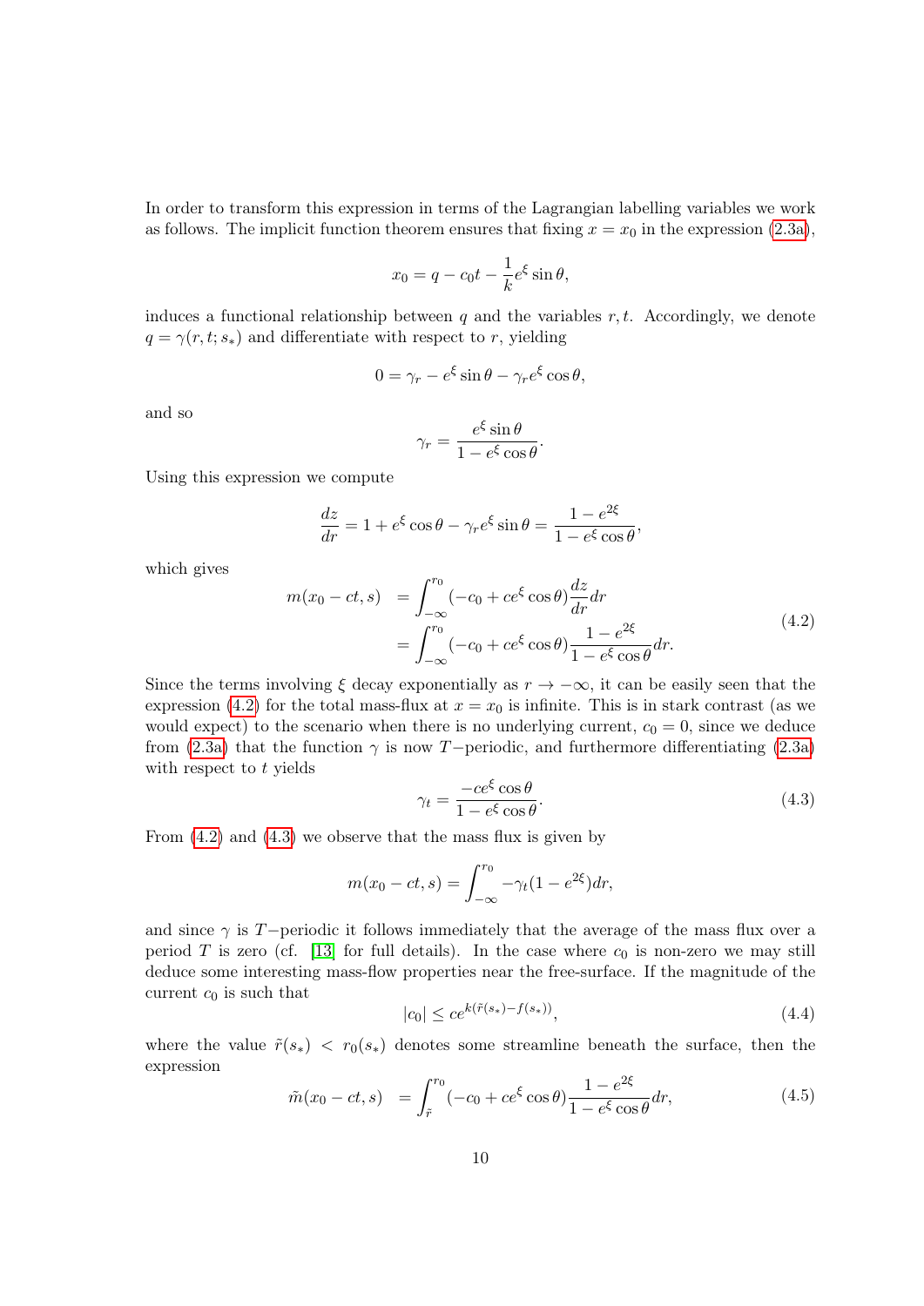In order to transform this expression in terms of the Lagrangian labelling variables we work as follows. The implicit function theorem ensures that fixing $x = x_0$ in the expression (2.3a),

$$x_0 = q - c_0 t - \frac{1}{k} e^{\xi} \sin\theta,$$

induces a functional relationship between $q$ and the variables $r, t$. Accordingly, we denote $q = \gamma(r, t; s_*)$ and differentiate with respect to $r$, yielding

$$0 = \gamma_r - e^{\xi} \sin\theta - \gamma_r e^{\xi} \cos\theta,$$

and so

$$\gamma_r = \frac{e^{\xi} \sin\theta}{1 - e^{\xi} \cos\theta}.$$

Using this expression we compute

$$\frac{dz}{dr} = 1 + e^{\xi} \cos\theta - \gamma_r e^{\xi} \sin\theta = \frac{1 - e^{2\xi}}{1 - e^{\xi}\cos\theta},$$

which gives

$$\begin{aligned} m(x_0 - ct, s) &= \int_{-\infty}^{r_0} (-c_0 + c e^{\xi} \cos\theta) \frac{dz}{dr} dr \\ &= \int_{-\infty}^{r_0} (-c_0 + c e^{\xi} \cos\theta) \frac{1 - e^{2\xi}}{1 - e^{\xi}\cos\theta} dr. \end{aligned} \tag{4.2}$$

Since the terms involving $\xi$ decay exponentially as $r \to -\infty$, it can be easily seen that the expression (4.2) for the total mass-flux at $x = x_0$ is infinite. This is in stark contrast (as we would expect) to the scenario when there is no underlying current, $c_0 = 0$, since we deduce from (2.3a) that the function $\gamma$ is now $T-$periodic, and furthermore differentiating (2.3a) with respect to $t$ yields

$$\gamma_t = \frac{-c e^{\xi} \cos\theta}{1 - e^{\xi}\cos\theta}. \tag{4.3}$$

From (4.2) and (4.3) we observe that the mass flux is given by

$$m(x_0 - ct, s) = \int_{-\infty}^{r_0} -\gamma_t (1 - e^{2\xi}) dr,$$

and since $\gamma$ is $T-$periodic it follows immediately that the average of the mass flux over a period $T$ is zero (cf. [13] for full details). In the case where $c_0$ is non-zero we may still deduce some interesting mass-flow properties near the free-surface. If the magnitude of the current $c_0$ is such that

$$|c_0| \leq c e^{k(\tilde{r}(s_*) - f(s_*))}, \tag{4.4}$$

where the value $\tilde{r}(s_*) < r_0(s_*)$ denotes some streamline beneath the surface, then the expression

$$\tilde{m}(x_0 - ct, s) = \int_{\tilde{r}}^{r_0} (-c_0 + c e^{\xi} \cos\theta) \frac{1 - e^{2\xi}}{1 - e^{\xi}\cos\theta} dr, \tag{4.5}$$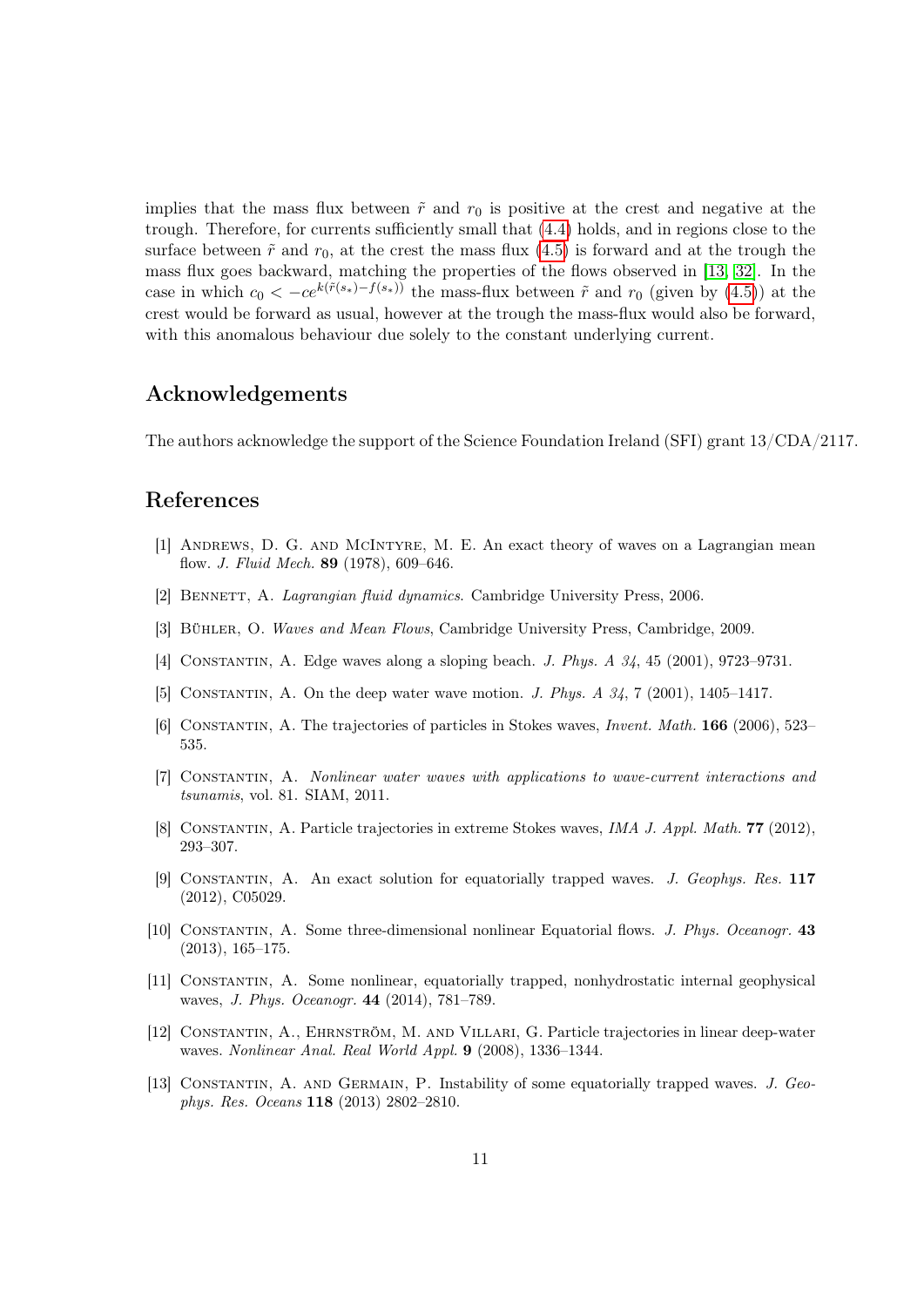implies that the mass flux between $\tilde{r}$ and $r_0$ is positive at the crest and negative at the trough. Therefore, for currents sufficiently small that (4.4) holds, and in regions close to the surface between $\tilde{r}$ and $r_0$, at the crest the mass flux (4.5) is forward and at the trough the mass flux goes backward, matching the properties of the flows observed in [13, 32]. In the case in which $c_0 < -ce^{k(\tilde{r}(s_*)-f(s_*))}$ the mass-flux between $\tilde{r}$ and $r_0$ (given by (4.5)) at the crest would be forward as usual, however at the trough the mass-flux would also be forward, with this anomalous behaviour due solely to the constant underlying current.

## Acknowledgements

The authors acknowledge the support of the Science Foundation Ireland (SFI) grant 13/CDA/2117.

## References

[1] Andrews, D. G. and McIntyre, M. E. An exact theory of waves on a Lagrangian mean flow. *J. Fluid Mech.* **89** (1978), 609–646.

[2] Bennett, A. *Lagrangian fluid dynamics*. Cambridge University Press, 2006.

[3] Bühler, O. *Waves and Mean Flows*, Cambridge University Press, Cambridge, 2009.

[4] Constantin, A. Edge waves along a sloping beach. *J. Phys. A 34*, 45 (2001), 9723–9731.

[5] Constantin, A. On the deep water wave motion. *J. Phys. A 34*, 7 (2001), 1405–1417.

[6] Constantin, A. The trajectories of particles in Stokes waves, *Invent. Math.* **166** (2006), 523–535.

[7] Constantin, A. *Nonlinear water waves with applications to wave-current interactions and tsunamis*, vol. 81. SIAM, 2011.

[8] Constantin, A. Particle trajectories in extreme Stokes waves, *IMA J. Appl. Math.* **77** (2012), 293–307.

[9] Constantin, A. An exact solution for equatorially trapped waves. *J. Geophys. Res.* **117** (2012), C05029.

[10] Constantin, A. Some three-dimensional nonlinear Equatorial flows. *J. Phys. Oceanogr.* **43** (2013), 165–175.

[11] Constantin, A. Some nonlinear, equatorially trapped, nonhydrostatic internal geophysical waves, *J. Phys. Oceanogr.* **44** (2014), 781–789.

[12] Constantin, A., Ehrnström, M. and Villari, G. Particle trajectories in linear deep-water waves. *Nonlinear Anal. Real World Appl.* **9** (2008), 1336–1344.

[13] Constantin, A. and Germain, P. Instability of some equatorially trapped waves. *J. Geophys. Res. Oceans* **118** (2013) 2802–2810.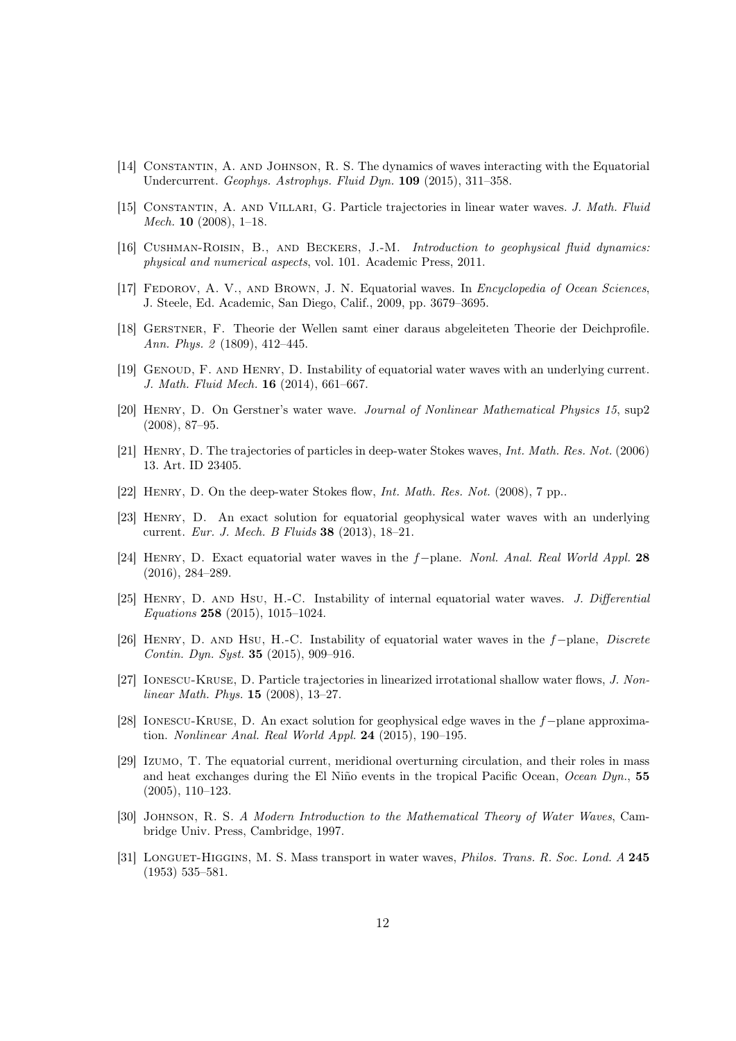[14] Constantin, A. and Johnson, R. S. The dynamics of waves interacting with the Equatorial Undercurrent. *Geophys. Astrophys. Fluid Dyn.* **109** (2015), 311–358.

[15] Constantin, A. and Villari, G. Particle trajectories in linear water waves. *J. Math. Fluid Mech.* **10** (2008), 1–18.

[16] Cushman-Roisin, B., and Beckers, J.-M. *Introduction to geophysical fluid dynamics: physical and numerical aspects*, vol. 101. Academic Press, 2011.

[17] Fedorov, A. V., and Brown, J. N. Equatorial waves. In *Encyclopedia of Ocean Sciences*, J. Steele, Ed. Academic, San Diego, Calif., 2009, pp. 3679–3695.

[18] Gerstner, F. Theorie der Wellen samt einer daraus abgeleiteten Theorie der Deichprofile. *Ann. Phys. 2* (1809), 412–445.

[19] Genoud, F. and Henry, D. Instability of equatorial water waves with an underlying current. *J. Math. Fluid Mech.* **16** (2014), 661–667.

[20] Henry, D. On Gerstner's water wave. *Journal of Nonlinear Mathematical Physics 15*, sup2 (2008), 87–95.

[21] Henry, D. The trajectories of particles in deep-water Stokes waves, *Int. Math. Res. Not.* (2006) 13. Art. ID 23405.

[22] Henry, D. On the deep-water Stokes flow, *Int. Math. Res. Not.* (2008), 7 pp..

[23] Henry, D. An exact solution for equatorial geophysical water waves with an underlying current. *Eur. J. Mech. B Fluids* **38** (2013), 18–21.

[24] Henry, D. Exact equatorial water waves in the $f-$plane. *Nonl. Anal. Real World Appl.* **28** (2016), 284–289.

[25] Henry, D. and Hsu, H.-C. Instability of internal equatorial water waves. *J. Differential Equations* **258** (2015), 1015–1024.

[26] Henry, D. and Hsu, H.-C. Instability of equatorial water waves in the $f-$plane, *Discrete Contin. Dyn. Syst.* **35** (2015), 909–916.

[27] Ionescu-Kruse, D. Particle trajectories in linearized irrotational shallow water flows, *J. Nonlinear Math. Phys.* **15** (2008), 13–27.

[28] Ionescu-Kruse, D. An exact solution for geophysical edge waves in the $f-$plane approximation. *Nonlinear Anal. Real World Appl.* **24** (2015), 190–195.

[29] Izumo, T. The equatorial current, meridional overturning circulation, and their roles in mass and heat exchanges during the El Niño events in the tropical Pacific Ocean, *Ocean Dyn.*, **55** (2005), 110–123.

[30] Johnson, R. S. *A Modern Introduction to the Mathematical Theory of Water Waves*, Cambridge Univ. Press, Cambridge, 1997.

[31] Longuet-Higgins, M. S. Mass transport in water waves, *Philos. Trans. R. Soc. Lond. A* **245** (1953) 535–581.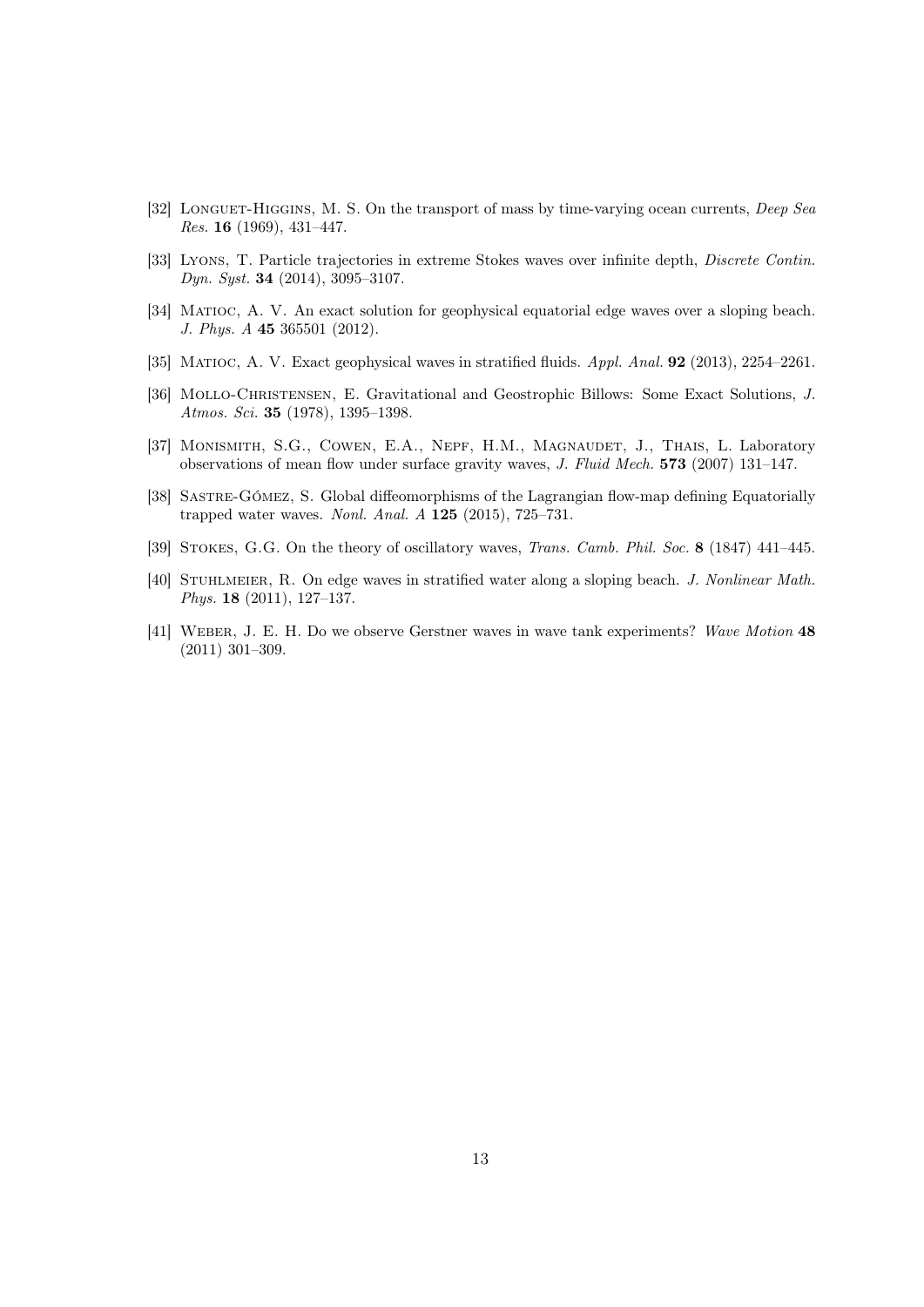[32] Longuet-Higgins, M. S. On the transport of mass by time-varying ocean currents, *Deep Sea Res.* **16** (1969), 431–447.

[33] Lyons, T. Particle trajectories in extreme Stokes waves over infinite depth, *Discrete Contin. Dyn. Syst.* **34** (2014), 3095–3107.

[34] Matioc, A. V. An exact solution for geophysical equatorial edge waves over a sloping beach. *J. Phys. A* **45** 365501 (2012).

[35] Matioc, A. V. Exact geophysical waves in stratified fluids. *Appl. Anal.* **92** (2013), 2254–2261.

[36] Mollo-Christensen, E. Gravitational and Geostrophic Billows: Some Exact Solutions, *J. Atmos. Sci.* **35** (1978), 1395–1398.

[37] Monismith, S.G., Cowen, E.A., Nepf, H.M., Magnaudet, J., Thais, L. Laboratory observations of mean flow under surface gravity waves, *J. Fluid Mech.* **573** (2007) 131–147.

[38] Sastre-Gómez, S. Global diffeomorphisms of the Lagrangian flow-map defining Equatorially trapped water waves. *Nonl. Anal. A* **125** (2015), 725–731.

[39] Stokes, G.G. On the theory of oscillatory waves, *Trans. Camb. Phil. Soc.* **8** (1847) 441–445.

[40] Stuhlmeier, R. On edge waves in stratified water along a sloping beach. *J. Nonlinear Math. Phys.* **18** (2011), 127–137.

[41] Weber, J. E. H. Do we observe Gerstner waves in wave tank experiments? *Wave Motion* **48** (2011) 301–309.